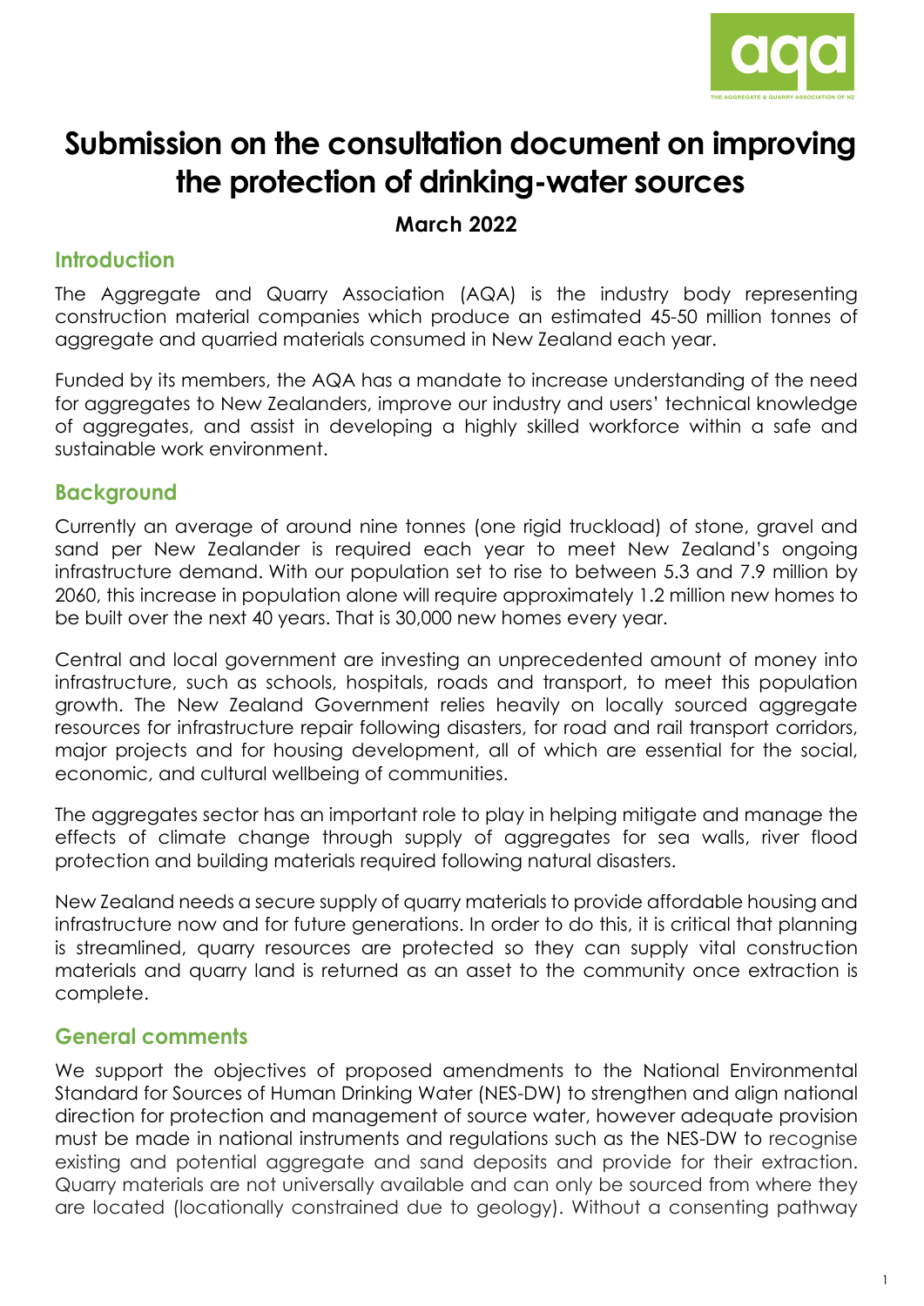# Submission on the consultation document on improving the protection of drinking-water sources

**March 2022**

## Introduction

The Aggregate and Quarry Association (AQA) is the industry body representing construction material companies which produce an estimated 45-50 million tonnes of aggregate and quarried materials consumed in New Zealand each year.

Funded by its members, the AQA has a mandate to increase understanding of the need for aggregates to New Zealanders, improve our industry and users' technical knowledge of aggregates, and assist in developing a highly skilled workforce within a safe and sustainable work environment.

## Background

Currently an average of around nine tonnes (one rigid truckload) of stone, gravel and sand per New Zealander is required each year to meet New Zealand's ongoing infrastructure demand. With our population set to rise to between 5.3 and 7.9 million by 2060, this increase in population alone will require approximately 1.2 million new homes to be built over the next 40 years. That is 30,000 new homes every year.

Central and local government are investing an unprecedented amount of money into infrastructure, such as schools, hospitals, roads and transport, to meet this population growth. The New Zealand Government relies heavily on locally sourced aggregate resources for infrastructure repair following disasters, for road and rail transport corridors, major projects and for housing development, all of which are essential for the social, economic, and cultural wellbeing of communities.

The aggregates sector has an important role to play in helping mitigate and manage the effects of climate change through supply of aggregates for sea walls, river flood protection and building materials required following natural disasters.

New Zealand needs a secure supply of quarry materials to provide affordable housing and infrastructure now and for future generations. In order to do this, it is critical that planning is streamlined, quarry resources are protected so they can supply vital construction materials and quarry land is returned as an asset to the community once extraction is complete.

## General comments

We support the objectives of proposed amendments to the National Environmental Standard for Sources of Human Drinking Water (NES-DW) to strengthen and align national direction for protection and management of source water, however adequate provision must be made in national instruments and regulations such as the NES-DW to recognise existing and potential aggregate and sand deposits and provide for their extraction. Quarry materials are not universally available and can only be sourced from where they are located (locationally constrained due to geology). Without a consenting pathway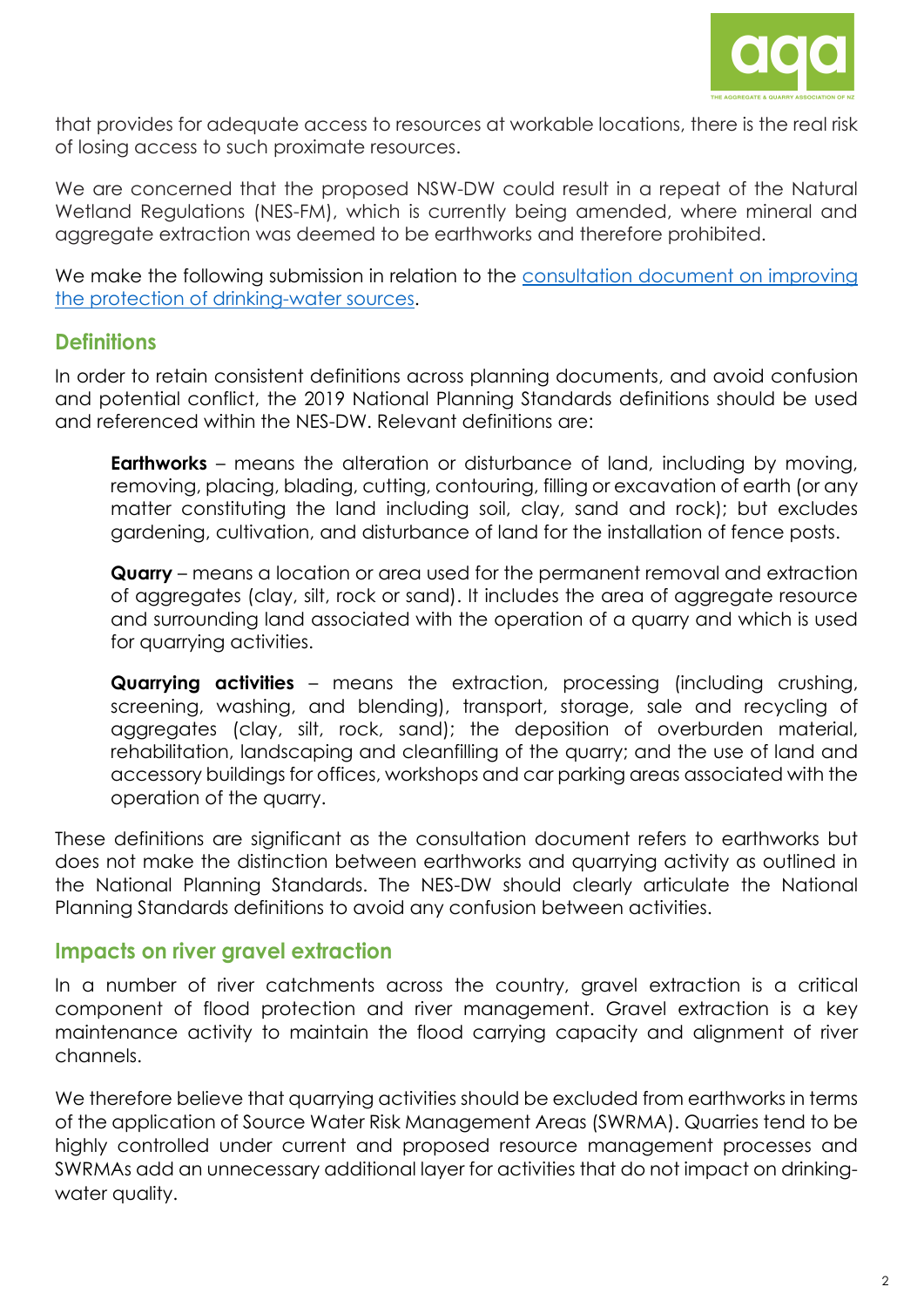that provides for adequate access to resources at workable locations, there is the real risk of losing access to such proximate resources.

We are concerned that the proposed NSW-DW could result in a repeat of the Natural Wetland Regulations (NES-FM), which is currently being amended, where mineral and aggregate extraction was deemed to be earthworks and therefore prohibited.

We make the following submission in relation to the [consultation document on improving the protection of drinking-water sources](#).

## Definitions

In order to retain consistent definitions across planning documents, and avoid confusion and potential conflict, the 2019 National Planning Standards definitions should be used and referenced within the NES-DW. Relevant definitions are:

> **Earthworks** – means the alteration or disturbance of land, including by moving, removing, placing, blading, cutting, contouring, filling or excavation of earth (or any matter constituting the land including soil, clay, sand and rock); but excludes gardening, cultivation, and disturbance of land for the installation of fence posts.
>
> **Quarry** – means a location or area used for the permanent removal and extraction of aggregates (clay, silt, rock or sand). It includes the area of aggregate resource and surrounding land associated with the operation of a quarry and which is used for quarrying activities.
>
> **Quarrying activities** – means the extraction, processing (including crushing, screening, washing, and blending), transport, storage, sale and recycling of aggregates (clay, silt, rock, sand); the deposition of overburden material, rehabilitation, landscaping and cleanfilling of the quarry; and the use of land and accessory buildings for offices, workshops and car parking areas associated with the operation of the quarry.

These definitions are significant as the consultation document refers to earthworks but does not make the distinction between earthworks and quarrying activity as outlined in the National Planning Standards. The NES-DW should clearly articulate the National Planning Standards definitions to avoid any confusion between activities.

## Impacts on river gravel extraction

In a number of river catchments across the country, gravel extraction is a critical component of flood protection and river management. Gravel extraction is a key maintenance activity to maintain the flood carrying capacity and alignment of river channels.

We therefore believe that quarrying activities should be excluded from earthworks in terms of the application of Source Water Risk Management Areas (SWRMA). Quarries tend to be highly controlled under current and proposed resource management processes and SWRMAs add an unnecessary additional layer for activities that do not impact on drinking-water quality.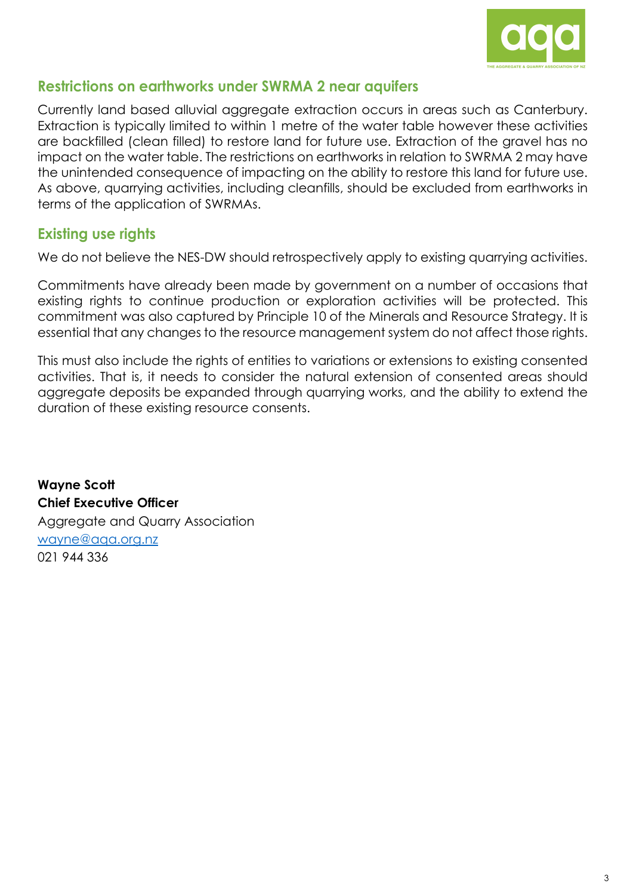## Restrictions on earthworks under SWRMA 2 near aquifers

Currently land based alluvial aggregate extraction occurs in areas such as Canterbury. Extraction is typically limited to within 1 metre of the water table however these activities are backfilled (clean filled) to restore land for future use. Extraction of the gravel has no impact on the water table. The restrictions on earthworks in relation to SWRMA 2 may have the unintended consequence of impacting on the ability to restore this land for future use. As above, quarrying activities, including cleanfills, should be excluded from earthworks in terms of the application of SWRMAs.

## Existing use rights

We do not believe the NES-DW should retrospectively apply to existing quarrying activities.

Commitments have already been made by government on a number of occasions that existing rights to continue production or exploration activities will be protected. This commitment was also captured by Principle 10 of the Minerals and Resource Strategy. It is essential that any changes to the resource management system do not affect those rights.

This must also include the rights of entities to variations or extensions to existing consented activities. That is, it needs to consider the natural extension of consented areas should aggregate deposits be expanded through quarrying works, and the ability to extend the duration of these existing resource consents.

**Wayne Scott**
**Chief Executive Officer**
Aggregate and Quarry Association
wayne@aqa.org.nz
021 944 336